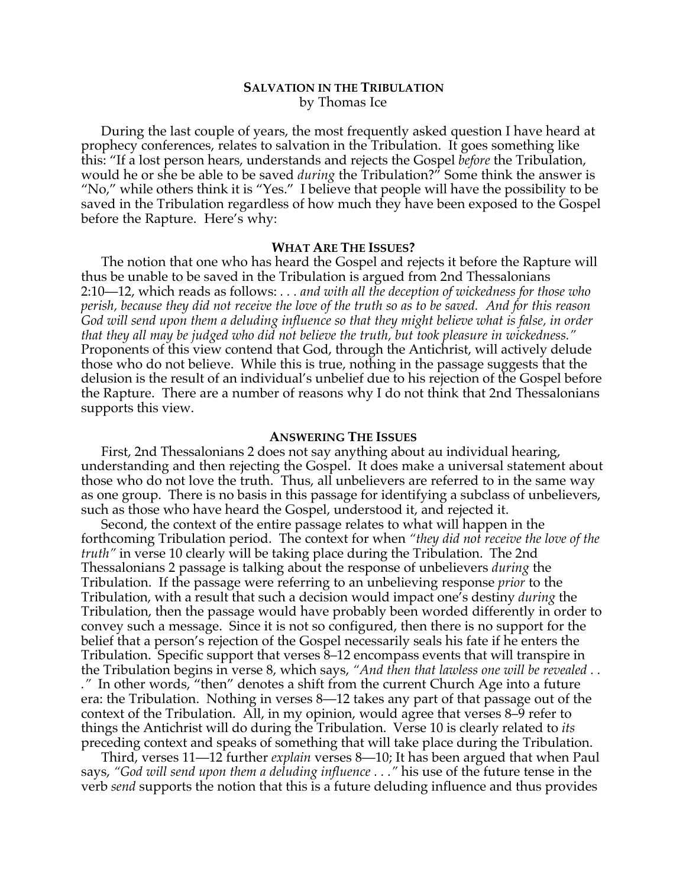**SALVATION IN THE TRIBULATION**
by Thomas Ice

During the last couple of years, the most frequently asked question I have heard at prophecy conferences, relates to salvation in the Tribulation. It goes something like this: "If a lost person hears, understands and rejects the Gospel *before* the Tribulation, would he or she be able to be saved *during* the Tribulation?" Some think the answer is "No," while others think it is "Yes." I believe that people will have the possibility to be saved in the Tribulation regardless of how much they have been exposed to the Gospel before the Rapture. Here's why:

**WHAT ARE THE ISSUES?**

The notion that one who has heard the Gospel and rejects it before the Rapture will thus be unable to be saved in the Tribulation is argued from 2nd Thessalonians 2:10—12, which reads as follows: *. . . and with all the deception of wickedness for those who perish, because they did not receive the love of the truth so as to be saved. And for this reason God will send upon them a deluding influence so that they might believe what is false, in order that they all may be judged who did not believe the truth, but took pleasure in wickedness."* Proponents of this view contend that God, through the Antichrist, will actively delude those who do not believe. While this is true, nothing in the passage suggests that the delusion is the result of an individual's unbelief due to his rejection of the Gospel before the Rapture. There are a number of reasons why I do not think that 2nd Thessalonians supports this view.

**ANSWERING THE ISSUES**

First, 2nd Thessalonians 2 does not say anything about au individual hearing, understanding and then rejecting the Gospel. It does make a universal statement about those who do not love the truth. Thus, all unbelievers are referred to in the same way as one group. There is no basis in this passage for identifying a subclass of unbelievers, such as those who have heard the Gospel, understood it, and rejected it.

Second, the context of the entire passage relates to what will happen in the forthcoming Tribulation period. The context for when *"they did not receive the love of the truth"* in verse 10 clearly will be taking place during the Tribulation. The 2nd Thessalonians 2 passage is talking about the response of unbelievers *during* the Tribulation. If the passage were referring to an unbelieving response *prior* to the Tribulation, with a result that such a decision would impact one's destiny *during* the Tribulation, then the passage would have probably been worded differently in order to convey such a message. Since it is not so configured, then there is no support for the belief that a person's rejection of the Gospel necessarily seals his fate if he enters the Tribulation. Specific support that verses 8–12 encompass events that will transpire in the Tribulation begins in verse 8, which says, *"And then that lawless one will be revealed . . ."* In other words, "then" denotes a shift from the current Church Age into a future era: the Tribulation. Nothing in verses 8—12 takes any part of that passage out of the context of the Tribulation. All, in my opinion, would agree that verses 8–9 refer to things the Antichrist will do during the Tribulation. Verse 10 is clearly related to *its* preceding context and speaks of something that will take place during the Tribulation.

Third, verses 11—12 further *explain* verses 8—10; It has been argued that when Paul says, *"God will send upon them a deluding influence . . ."* his use of the future tense in the verb *send* supports the notion that this is a future deluding influence and thus provides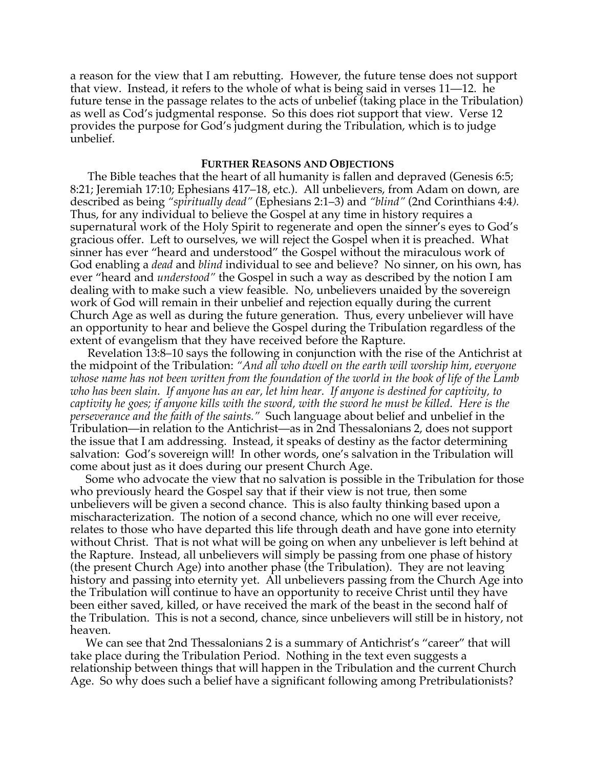a reason for the view that I am rebutting. However, the future tense does not support that view. Instead, it refers to the whole of what is being said in verses 11—12. he future tense in the passage relates to the acts of unbelief (taking place in the Tribulation) as well as Cod's judgmental response. So this does riot support that view. Verse 12 provides the purpose for God's judgment during the Tribulation, which is to judge unbelief.

### **FURTHER REASONS AND OBJECTIONS**

The Bible teaches that the heart of all humanity is fallen and depraved (Genesis 6:5; 8:21; Jeremiah 17:10; Ephesians 417–18, etc.). All unbelievers, from Adam on down, are described as being *"spiritually dead"* (Ephesians 2:1–3) and *"blind"* (2nd Corinthians 4:4*).* Thus, for any individual to believe the Gospel at any time in history requires a supernatural work of the Holy Spirit to regenerate and open the sinner's eyes to God's gracious offer. Left to ourselves, we will reject the Gospel when it is preached. What sinner has ever "heard and understood" the Gospel without the miraculous work of God enabling a *dead* and *blind* individual to see and believe? No sinner, on his own, has ever "heard and *understood"* the Gospel in such a way as described by the notion I am dealing with to make such a view feasible. No, unbelievers unaided by the sovereign work of God will remain in their unbelief and rejection equally during the current Church Age as well as during the future generation. Thus, every unbeliever will have an opportunity to hear and believe the Gospel during the Tribulation regardless of the extent of evangelism that they have received before the Rapture.

Revelation 13:8–10 says the following in conjunction with the rise of the Antichrist at the midpoint of the Tribulation: *"And all who dwell on the earth will worship him, everyone whose name has not been written from the foundation of the world in the book of life of the Lamb who has been slain. If anyone has an ear, let him hear. If anyone is destined for captivity, to captivity he goes; if anyone kills with the sword, with the sword he must be killed. Here is the perseverance and the faith of the saints."* Such language about belief and unbelief in the Tribulation—in relation to the Antichrist—as in 2nd Thessalonians 2, does not support the issue that I am addressing. Instead, it speaks of destiny as the factor determining salvation: God's sovereign will! In other words, one's salvation in the Tribulation will come about just as it does during our present Church Age.

Some who advocate the view that no salvation is possible in the Tribulation for those who previously heard the Gospel say that if their view is not true, then some unbelievers will be given a second chance. This is also faulty thinking based upon a mischaracterization. The notion of a second chance, which no one will ever receive, relates to those who have departed this life through death and have gone into eternity without Christ. That is not what will be going on when any unbeliever is left behind at the Rapture. Instead, all unbelievers will simply be passing from one phase of history (the present Church Age) into another phase (the Tribulation). They are not leaving history and passing into eternity yet. All unbelievers passing from the Church Age into the Tribulation will continue to have an opportunity to receive Christ until they have been either saved, killed, or have received the mark of the beast in the second half of the Tribulation. This is not a second, chance, since unbelievers will still be in history, not heaven.

We can see that 2nd Thessalonians 2 is a summary of Antichrist's "career" that will take place during the Tribulation Period. Nothing in the text even suggests a relationship between things that will happen in the Tribulation and the current Church Age. So why does such a belief have a significant following among Pretribulationists?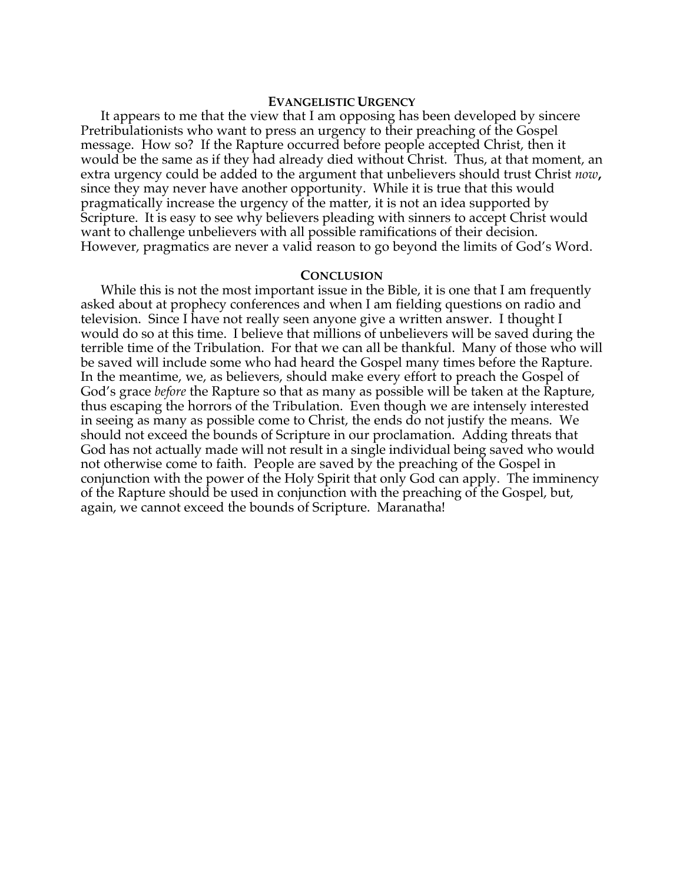## Evangelistic Urgency

It appears to me that the view that I am opposing has been developed by sincere Pretribulationists who want to press an urgency to their preaching of the Gospel message. How so? If the Rapture occurred before people accepted Christ, then it would be the same as if they had already died without Christ. Thus, at that moment, an extra urgency could be added to the argument that unbelievers should trust Christ *now***,** since they may never have another opportunity. While it is true that this would pragmatically increase the urgency of the matter, it is not an idea supported by Scripture. It is easy to see why believers pleading with sinners to accept Christ would want to challenge unbelievers with all possible ramifications of their decision. However, pragmatics are never a valid reason to go beyond the limits of God's Word.

## Conclusion

While this is not the most important issue in the Bible, it is one that I am frequently asked about at prophecy conferences and when I am fielding questions on radio and television. Since I have not really seen anyone give a written answer. I thought I would do so at this time. I believe that millions of unbelievers will be saved during the terrible time of the Tribulation. For that we can all be thankful. Many of those who will be saved will include some who had heard the Gospel many times before the Rapture. In the meantime, we, as believers, should make every effort to preach the Gospel of God's grace *before* the Rapture so that as many as possible will be taken at the Rapture, thus escaping the horrors of the Tribulation. Even though we are intensely interested in seeing as many as possible come to Christ, the ends do not justify the means. We should not exceed the bounds of Scripture in our proclamation. Adding threats that God has not actually made will not result in a single individual being saved who would not otherwise come to faith. People are saved by the preaching of the Gospel in conjunction with the power of the Holy Spirit that only God can apply. The imminency of the Rapture should be used in conjunction with the preaching of the Gospel, but, again, we cannot exceed the bounds of Scripture. Maranatha!